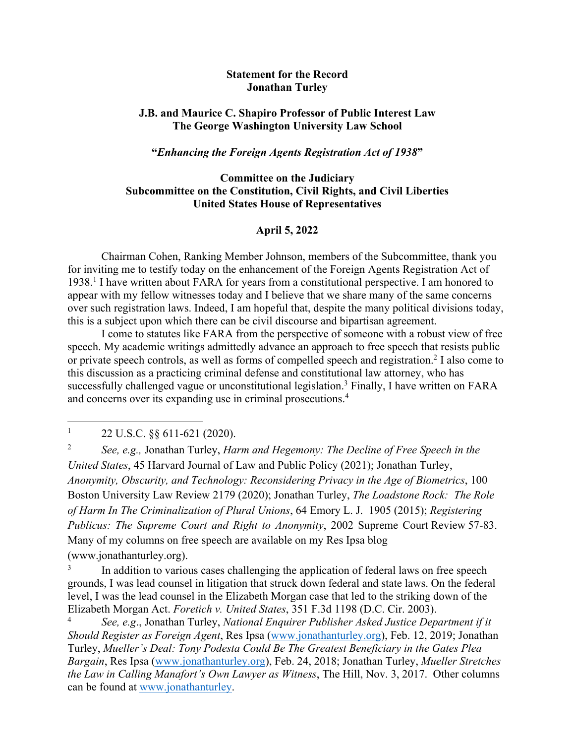**Statement for the Record**
**Jonathan Turley**

**J.B. and Maurice C. Shapiro Professor of Public Interest Law**
**The George Washington University Law School**

**"*Enhancing the Foreign Agents Registration Act of 1938*"**

**Committee on the Judiciary**
**Subcommittee on the Constitution, Civil Rights, and Civil Liberties**
**United States House of Representatives**

**April 5, 2022**

Chairman Cohen, Ranking Member Johnson, members of the Subcommittee, thank you for inviting me to testify today on the enhancement of the Foreign Agents Registration Act of 1938.[1] I have written about FARA for years from a constitutional perspective. I am honored to appear with my fellow witnesses today and I believe that we share many of the same concerns over such registration laws. Indeed, I am hopeful that, despite the many political divisions today, this is a subject upon which there can be civil discourse and bipartisan agreement.

I come to statutes like FARA from the perspective of someone with a robust view of free speech. My academic writings admittedly advance an approach to free speech that resists public or private speech controls, as well as forms of compelled speech and registration.[2] I also come to this discussion as a practicing criminal defense and constitutional law attorney, who has successfully challenged vague or unconstitutional legislation.[3] Finally, I have written on FARA and concerns over its expanding use in criminal prosecutions.[4]

---

[1] 22 U.S.C. §§ 611-621 (2020).

[2] *See, e.g.,* Jonathan Turley, *Harm and Hegemony: The Decline of Free Speech in the United States*, 45 Harvard Journal of Law and Public Policy (2021); Jonathan Turley, *Anonymity, Obscurity, and Technology: Reconsidering Privacy in the Age of Biometrics*, 100 Boston University Law Review 2179 (2020); Jonathan Turley, *The Loadstone Rock: The Role of Harm In The Criminalization of Plural Unions*, 64 Emory L. J. 1905 (2015); *Registering Publicus: The Supreme Court and Right to Anonymity*, 2002 Supreme Court Review 57-83. Many of my columns on free speech are available on my Res Ipsa blog (www.jonathanturley.org).

[3] In addition to various cases challenging the application of federal laws on free speech grounds, I was lead counsel in litigation that struck down federal and state laws. On the federal level, I was the lead counsel in the Elizabeth Morgan case that led to the striking down of the Elizabeth Morgan Act. *Foretich v. United States*, 351 F.3d 1198 (D.C. Cir. 2003).

[4] *See, e.g*., Jonathan Turley, *National Enquirer Publisher Asked Justice Department if it Should Register as Foreign Agent*, Res Ipsa (www.jonathanturley.org), Feb. 12, 2019; Jonathan Turley, *Mueller's Deal: Tony Podesta Could Be The Greatest Beneficiary in the Gates Plea Bargain*, Res Ipsa (www.jonathanturley.org), Feb. 24, 2018; Jonathan Turley, *Mueller Stretches the Law in Calling Manafort's Own Lawyer as Witness*, The Hill, Nov. 3, 2017. Other columns can be found at www.jonathanturley.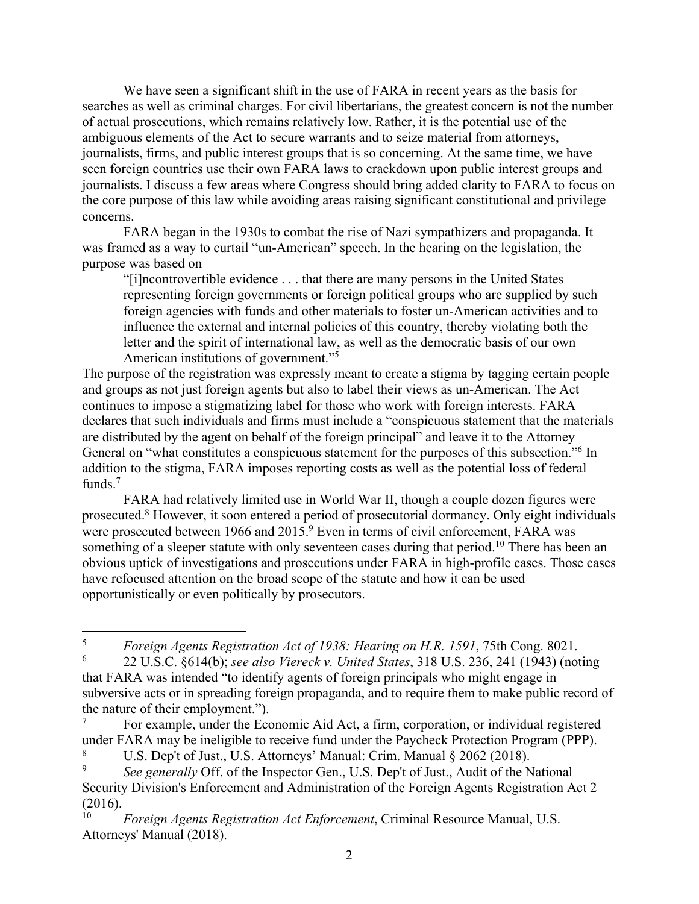We have seen a significant shift in the use of FARA in recent years as the basis for searches as well as criminal charges. For civil libertarians, the greatest concern is not the number of actual prosecutions, which remains relatively low. Rather, it is the potential use of the ambiguous elements of the Act to secure warrants and to seize material from attorneys, journalists, firms, and public interest groups that is so concerning. At the same time, we have seen foreign countries use their own FARA laws to crackdown upon public interest groups and journalists. I discuss a few areas where Congress should bring added clarity to FARA to focus on the core purpose of this law while avoiding areas raising significant constitutional and privilege concerns.

FARA began in the 1930s to combat the rise of Nazi sympathizers and propaganda. It was framed as a way to curtail "un-American" speech. In the hearing on the legislation, the purpose was based on

> "[i]ncontrovertible evidence . . . that there are many persons in the United States representing foreign governments or foreign political groups who are supplied by such foreign agencies with funds and other materials to foster un-American activities and to influence the external and internal policies of this country, thereby violating both the letter and the spirit of international law, as well as the democratic basis of our own American institutions of government."[5]

The purpose of the registration was expressly meant to create a stigma by tagging certain people and groups as not just foreign agents but also to label their views as un-American. The Act continues to impose a stigmatizing label for those who work with foreign interests. FARA declares that such individuals and firms must include a "conspicuous statement that the materials are distributed by the agent on behalf of the foreign principal" and leave it to the Attorney General on "what constitutes a conspicuous statement for the purposes of this subsection."[6] In addition to the stigma, FARA imposes reporting costs as well as the potential loss of federal funds.[7]

FARA had relatively limited use in World War II, though a couple dozen figures were prosecuted.[8] However, it soon entered a period of prosecutorial dormancy. Only eight individuals were prosecuted between 1966 and 2015.[9] Even in terms of civil enforcement, FARA was something of a sleeper statute with only seventeen cases during that period.[10] There has been an obvious uptick of investigations and prosecutions under FARA in high-profile cases. Those cases have refocused attention on the broad scope of the statute and how it can be used opportunistically or even politically by prosecutors.

---

[5] *Foreign Agents Registration Act of 1938: Hearing on H.R. 1591*, 75th Cong. 8021.

[6] 22 U.S.C. §614(b); *see also Viereck v. United States*, 318 U.S. 236, 241 (1943) (noting that FARA was intended "to identify agents of foreign principals who might engage in subversive acts or in spreading foreign propaganda, and to require them to make public record of the nature of their employment.").

[7] For example, under the Economic Aid Act, a firm, corporation, or individual registered under FARA may be ineligible to receive fund under the Paycheck Protection Program (PPP).

[8] U.S. Dep't of Just., U.S. Attorneys' Manual: Crim. Manual § 2062 (2018).

[9] *See generally* Off. of the Inspector Gen., U.S. Dep't of Just., Audit of the National Security Division's Enforcement and Administration of the Foreign Agents Registration Act 2 (2016).

[10] *Foreign Agents Registration Act Enforcement*, Criminal Resource Manual, U.S. Attorneys' Manual (2018).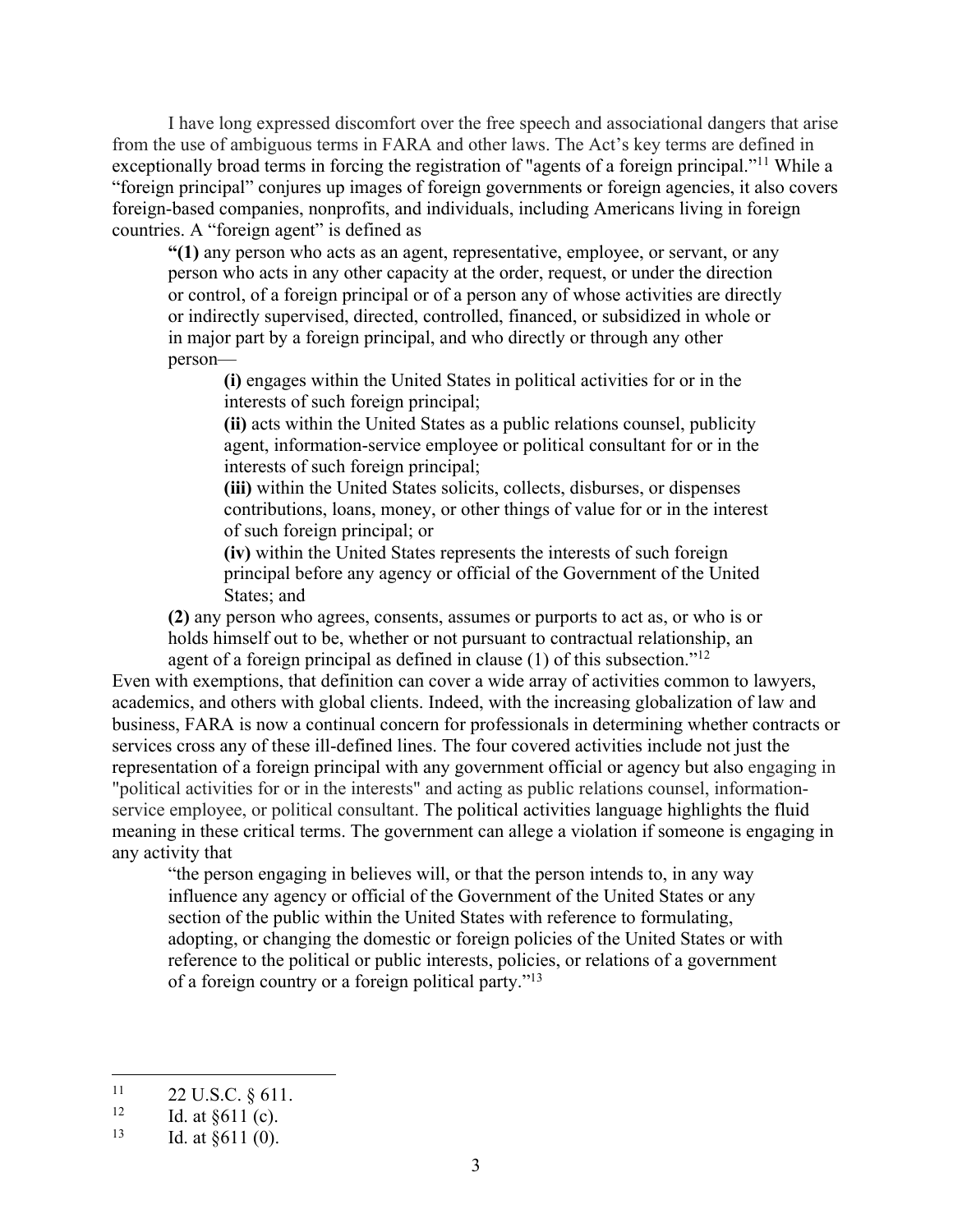I have long expressed discomfort over the free speech and associational dangers that arise from the use of ambiguous terms in FARA and other laws. The Act's key terms are defined in exceptionally broad terms in forcing the registration of "agents of a foreign principal."[11] While a "foreign principal" conjures up images of foreign governments or foreign agencies, it also covers foreign-based companies, nonprofits, and individuals, including Americans living in foreign countries. A "foreign agent" is defined as

> **"(1)** any person who acts as an agent, representative, employee, or servant, or any person who acts in any other capacity at the order, request, or under the direction or control, of a foreign principal or of a person any of whose activities are directly or indirectly supervised, directed, controlled, financed, or subsidized in whole or in major part by a foreign principal, and who directly or through any other person—
>
> > **(i)** engages within the United States in political activities for or in the interests of such foreign principal;
> >
> > **(ii)** acts within the United States as a public relations counsel, publicity agent, information-service employee or political consultant for or in the interests of such foreign principal;
> >
> > **(iii)** within the United States solicits, collects, disburses, or dispenses contributions, loans, money, or other things of value for or in the interest of such foreign principal; or
> >
> > **(iv)** within the United States represents the interests of such foreign principal before any agency or official of the Government of the United States; and
>
> **(2)** any person who agrees, consents, assumes or purports to act as, or who is or holds himself out to be, whether or not pursuant to contractual relationship, an agent of a foreign principal as defined in clause (1) of this subsection."[12]

Even with exemptions, that definition can cover a wide array of activities common to lawyers, academics, and others with global clients. Indeed, with the increasing globalization of law and business, FARA is now a continual concern for professionals in determining whether contracts or services cross any of these ill-defined lines. The four covered activities include not just the representation of a foreign principal with any government official or agency but also engaging in "political activities for or in the interests" and acting as public relations counsel, information-service employee, or political consultant. The political activities language highlights the fluid meaning in these critical terms. The government can allege a violation if someone is engaging in any activity that

> "the person engaging in believes will, or that the person intends to, in any way influence any agency or official of the Government of the United States or any section of the public within the United States with reference to formulating, adopting, or changing the domestic or foreign policies of the United States or with reference to the political or public interests, policies, or relations of a government of a foreign country or a foreign political party."[13]

---

[11] 22 U.S.C. § 611.

[12] Id. at §611 (c).

[13] Id. at §611 (0).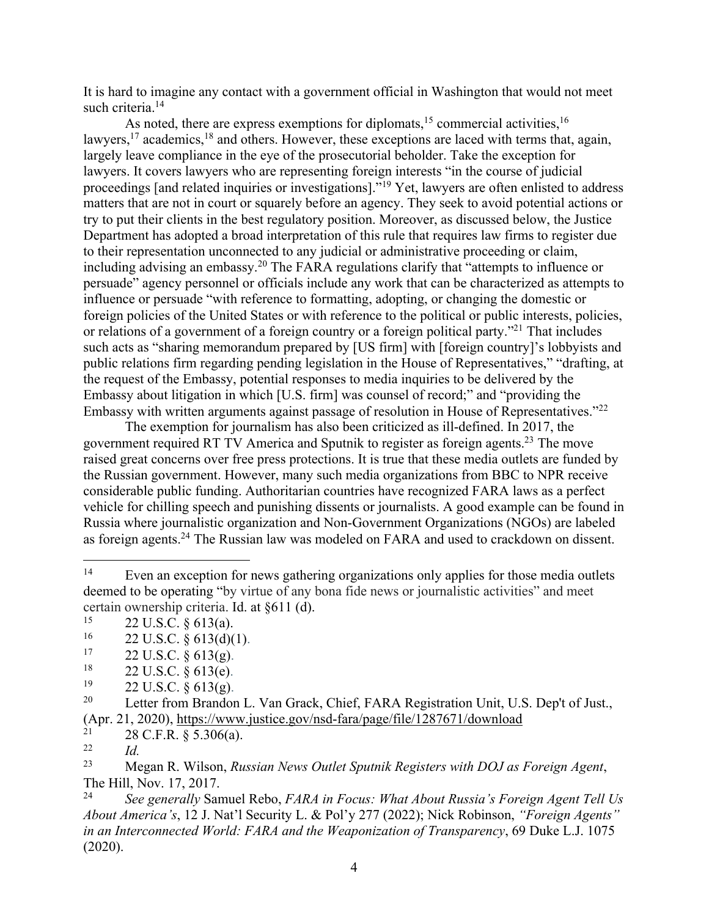It is hard to imagine any contact with a government official in Washington that would not meet such criteria.[14]

As noted, there are express exemptions for diplomats,[15] commercial activities,[16] lawyers,[17] academics,[18] and others. However, these exceptions are laced with terms that, again, largely leave compliance in the eye of the prosecutorial beholder. Take the exception for lawyers. It covers lawyers who are representing foreign interests "in the course of judicial proceedings [and related inquiries or investigations]."[19] Yet, lawyers are often enlisted to address matters that are not in court or squarely before an agency. They seek to avoid potential actions or try to put their clients in the best regulatory position. Moreover, as discussed below, the Justice Department has adopted a broad interpretation of this rule that requires law firms to register due to their representation unconnected to any judicial or administrative proceeding or claim, including advising an embassy.[20] The FARA regulations clarify that "attempts to influence or persuade" agency personnel or officials include any work that can be characterized as attempts to influence or persuade "with reference to formatting, adopting, or changing the domestic or foreign policies of the United States or with reference to the political or public interests, policies, or relations of a government of a foreign country or a foreign political party."[21] That includes such acts as "sharing memorandum prepared by [US firm] with [foreign country]'s lobbyists and public relations firm regarding pending legislation in the House of Representatives," "drafting, at the request of the Embassy, potential responses to media inquiries to be delivered by the Embassy about litigation in which [U.S. firm] was counsel of record;" and "providing the Embassy with written arguments against passage of resolution in House of Representatives."[22]

The exemption for journalism has also been criticized as ill-defined. In 2017, the government required RT TV America and Sputnik to register as foreign agents.[23] The move raised great concerns over free press protections. It is true that these media outlets are funded by the Russian government. However, many such media organizations from BBC to NPR receive considerable public funding. Authoritarian countries have recognized FARA laws as a perfect vehicle for chilling speech and punishing dissents or journalists. A good example can be found in Russia where journalistic organization and Non-Government Organizations (NGOs) are labeled as foreign agents.[24] The Russian law was modeled on FARA and used to crackdown on dissent.

---

[14] Even an exception for news gathering organizations only applies for those media outlets deemed to be operating "by virtue of any bona fide news or journalistic activities" and meet certain ownership criteria. Id. at §611 (d).

[15] 22 U.S.C. § 613(a).

[16] 22 U.S.C. § 613(d)(1).

[17] 22 U.S.C. § 613(g).

[18] 22 U.S.C. § 613(e).

[19] 22 U.S.C. § 613(g).

[20] Letter from Brandon L. Van Grack, Chief, FARA Registration Unit, U.S. Dep't of Just., (Apr. 21, 2020), https://www.justice.gov/nsd-fara/page/file/1287671/download

[21] 28 C.F.R. § 5.306(a).

[22] *Id.*

[23] Megan R. Wilson, *Russian News Outlet Sputnik Registers with DOJ as Foreign Agent*, The Hill, Nov. 17, 2017.

[24] *See generally* Samuel Rebo, *FARA in Focus: What About Russia's Foreign Agent Tell Us About America's*, 12 J. Nat'l Security L. & Pol'y 277 (2022); Nick Robinson, *"Foreign Agents" in an Interconnected World: FARA and the Weaponization of Transparency*, 69 Duke L.J. 1075 (2020).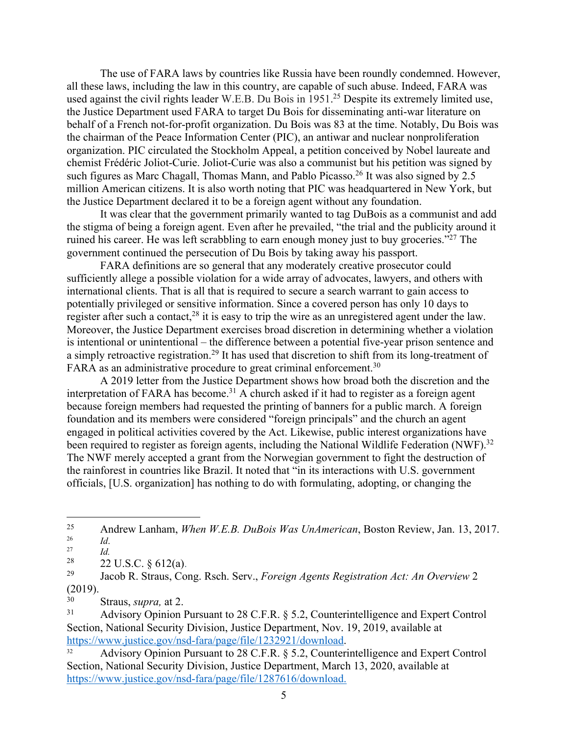The use of FARA laws by countries like Russia have been roundly condemned. However, all these laws, including the law in this country, are capable of such abuse. Indeed, FARA was used against the civil rights leader W.E.B. Du Bois in 1951.[25] Despite its extremely limited use, the Justice Department used FARA to target Du Bois for disseminating anti-war literature on behalf of a French not-for-profit organization. Du Bois was 83 at the time. Notably, Du Bois was the chairman of the Peace Information Center (PIC), an antiwar and nuclear nonproliferation organization. PIC circulated the Stockholm Appeal, a petition conceived by Nobel laureate and chemist Frédéric Joliot-Curie. Joliot-Curie was also a communist but his petition was signed by such figures as Marc Chagall, Thomas Mann, and Pablo Picasso.[26] It was also signed by 2.5 million American citizens. It is also worth noting that PIC was headquartered in New York, but the Justice Department declared it to be a foreign agent without any foundation.

It was clear that the government primarily wanted to tag DuBois as a communist and add the stigma of being a foreign agent. Even after he prevailed, "the trial and the publicity around it ruined his career. He was left scrabbling to earn enough money just to buy groceries."[27] The government continued the persecution of Du Bois by taking away his passport.

FARA definitions are so general that any moderately creative prosecutor could sufficiently allege a possible violation for a wide array of advocates, lawyers, and others with international clients. That is all that is required to secure a search warrant to gain access to potentially privileged or sensitive information. Since a covered person has only 10 days to register after such a contact,[28] it is easy to trip the wire as an unregistered agent under the law. Moreover, the Justice Department exercises broad discretion in determining whether a violation is intentional or unintentional – the difference between a potential five-year prison sentence and a simply retroactive registration.[29] It has used that discretion to shift from its long-treatment of FARA as an administrative procedure to great criminal enforcement.[30]

A 2019 letter from the Justice Department shows how broad both the discretion and the interpretation of FARA has become.[31] A church asked if it had to register as a foreign agent because foreign members had requested the printing of banners for a public march. A foreign foundation and its members were considered "foreign principals" and the church an agent engaged in political activities covered by the Act. Likewise, public interest organizations have been required to register as foreign agents, including the National Wildlife Federation (NWF).[32] The NWF merely accepted a grant from the Norwegian government to fight the destruction of the rainforest in countries like Brazil. It noted that "in its interactions with U.S. government officials, [U.S. organization] has nothing to do with formulating, adopting, or changing the

---

[25] Andrew Lanham, *When W.E.B. DuBois Was UnAmerican*, Boston Review, Jan. 13, 2017.

[26] *Id*.

[27] *Id.*

[28] 22 U.S.C. § 612(a).

[29] Jacob R. Straus, Cong. Rsch. Serv., *Foreign Agents Registration Act: An Overview* 2 (2019).

[30] Straus, *supra,* at 2.

[31] Advisory Opinion Pursuant to 28 C.F.R. § 5.2, Counterintelligence and Expert Control Section, National Security Division, Justice Department, Nov. 19, 2019, available at https://www.justice.gov/nsd-fara/page/file/1232921/download.

[32] Advisory Opinion Pursuant to 28 C.F.R. § 5.2, Counterintelligence and Expert Control Section, National Security Division, Justice Department, March 13, 2020, available at https://www.justice.gov/nsd-fara/page/file/1287616/download.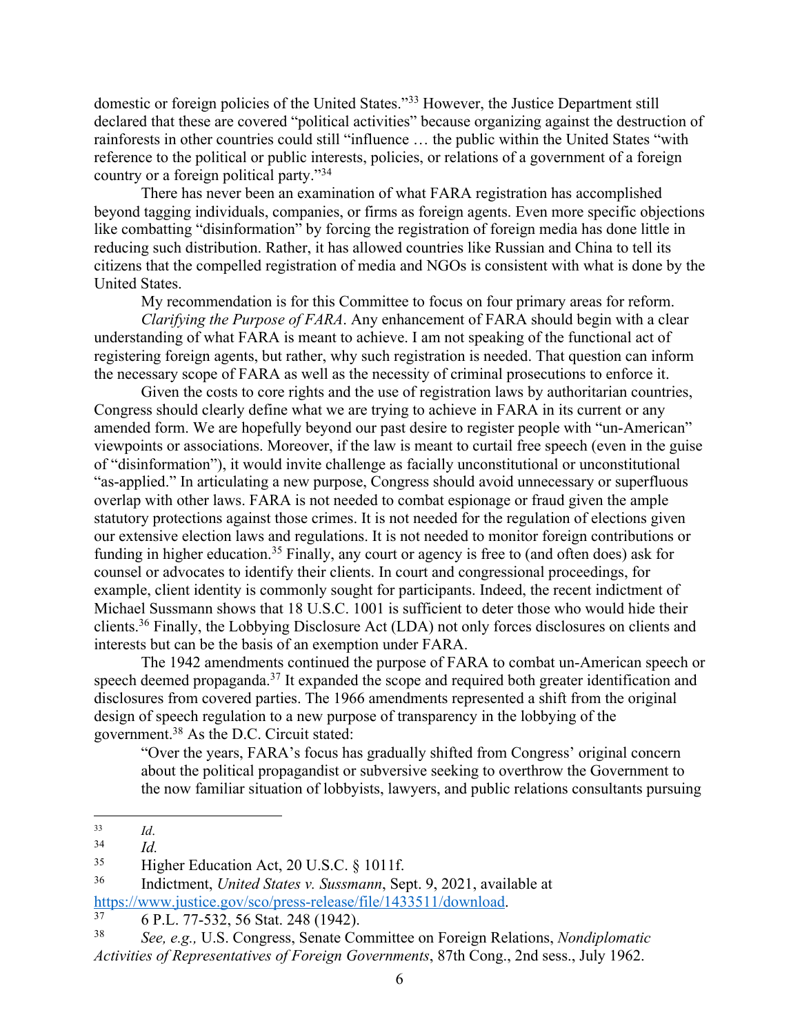domestic or foreign policies of the United States."[33] However, the Justice Department still declared that these are covered "political activities" because organizing against the destruction of rainforests in other countries could still "influence … the public within the United States "with reference to the political or public interests, policies, or relations of a government of a foreign country or a foreign political party."[34]

There has never been an examination of what FARA registration has accomplished beyond tagging individuals, companies, or firms as foreign agents. Even more specific objections like combatting "disinformation" by forcing the registration of foreign media has done little in reducing such distribution. Rather, it has allowed countries like Russian and China to tell its citizens that the compelled registration of media and NGOs is consistent with what is done by the United States.

My recommendation is for this Committee to focus on four primary areas for reform.

*Clarifying the Purpose of FARA*. Any enhancement of FARA should begin with a clear understanding of what FARA is meant to achieve. I am not speaking of the functional act of registering foreign agents, but rather, why such registration is needed. That question can inform the necessary scope of FARA as well as the necessity of criminal prosecutions to enforce it.

Given the costs to core rights and the use of registration laws by authoritarian countries, Congress should clearly define what we are trying to achieve in FARA in its current or any amended form. We are hopefully beyond our past desire to register people with "un-American" viewpoints or associations. Moreover, if the law is meant to curtail free speech (even in the guise of "disinformation"), it would invite challenge as facially unconstitutional or unconstitutional "as-applied." In articulating a new purpose, Congress should avoid unnecessary or superfluous overlap with other laws. FARA is not needed to combat espionage or fraud given the ample statutory protections against those crimes. It is not needed for the regulation of elections given our extensive election laws and regulations. It is not needed to monitor foreign contributions or funding in higher education.[35] Finally, any court or agency is free to (and often does) ask for counsel or advocates to identify their clients. In court and congressional proceedings, for example, client identity is commonly sought for participants. Indeed, the recent indictment of Michael Sussmann shows that 18 U.S.C. 1001 is sufficient to deter those who would hide their clients.[36] Finally, the Lobbying Disclosure Act (LDA) not only forces disclosures on clients and interests but can be the basis of an exemption under FARA.

The 1942 amendments continued the purpose of FARA to combat un-American speech or speech deemed propaganda.[37] It expanded the scope and required both greater identification and disclosures from covered parties. The 1966 amendments represented a shift from the original design of speech regulation to a new purpose of transparency in the lobbying of the government.[38] As the D.C. Circuit stated:

> "Over the years, FARA's focus has gradually shifted from Congress' original concern about the political propagandist or subversive seeking to overthrow the Government to the now familiar situation of lobbyists, lawyers, and public relations consultants pursuing

---

[33] *Id*.

[34] *Id.*

[35] Higher Education Act, 20 U.S.C. § 1011f.

[36] Indictment, *United States v. Sussmann*, Sept. 9, 2021, available at https://www.justice.gov/sco/press-release/file/1433511/download.

[37] 6 P.L. 77-532, 56 Stat. 248 (1942).

[38] *See, e.g.,* U.S. Congress, Senate Committee on Foreign Relations, *Nondiplomatic Activities of Representatives of Foreign Governments*, 87th Cong., 2nd sess., July 1962.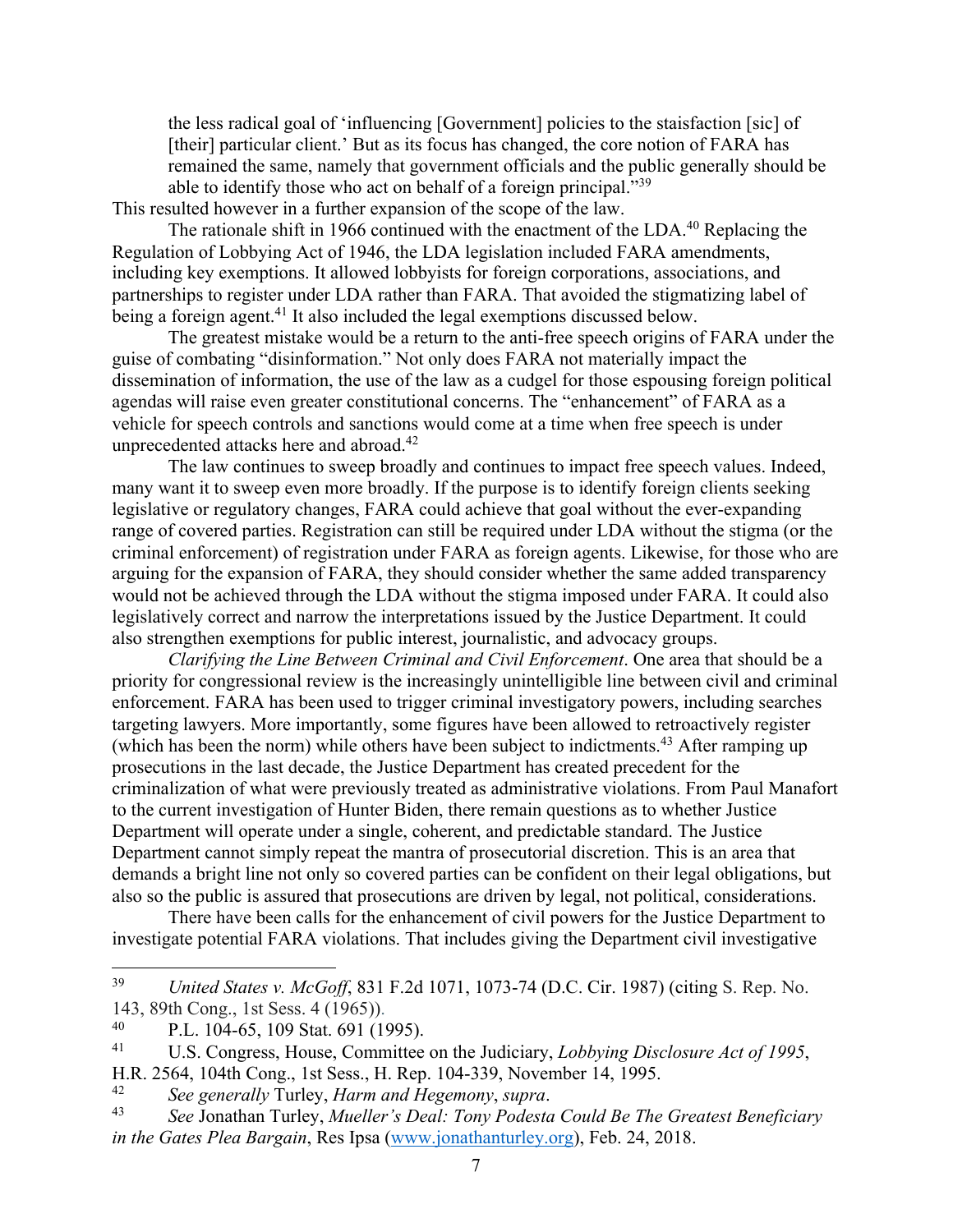> the less radical goal of 'influencing [Government] policies to the staisfaction [sic] of [their] particular client.' But as its focus has changed, the core notion of FARA has remained the same, namely that government officials and the public generally should be able to identify those who act on behalf of a foreign principal."[39]

This resulted however in a further expansion of the scope of the law.

The rationale shift in 1966 continued with the enactment of the LDA.[40] Replacing the Regulation of Lobbying Act of 1946, the LDA legislation included FARA amendments, including key exemptions. It allowed lobbyists for foreign corporations, associations, and partnerships to register under LDA rather than FARA. That avoided the stigmatizing label of being a foreign agent.[41] It also included the legal exemptions discussed below.

The greatest mistake would be a return to the anti-free speech origins of FARA under the guise of combating "disinformation." Not only does FARA not materially impact the dissemination of information, the use of the law as a cudgel for those espousing foreign political agendas will raise even greater constitutional concerns. The "enhancement" of FARA as a vehicle for speech controls and sanctions would come at a time when free speech is under unprecedented attacks here and abroad.[42]

The law continues to sweep broadly and continues to impact free speech values. Indeed, many want it to sweep even more broadly. If the purpose is to identify foreign clients seeking legislative or regulatory changes, FARA could achieve that goal without the ever-expanding range of covered parties. Registration can still be required under LDA without the stigma (or the criminal enforcement) of registration under FARA as foreign agents. Likewise, for those who are arguing for the expansion of FARA, they should consider whether the same added transparency would not be achieved through the LDA without the stigma imposed under FARA. It could also legislatively correct and narrow the interpretations issued by the Justice Department. It could also strengthen exemptions for public interest, journalistic, and advocacy groups.

*Clarifying the Line Between Criminal and Civil Enforcement*. One area that should be a priority for congressional review is the increasingly unintelligible line between civil and criminal enforcement. FARA has been used to trigger criminal investigatory powers, including searches targeting lawyers. More importantly, some figures have been allowed to retroactively register (which has been the norm) while others have been subject to indictments.[43] After ramping up prosecutions in the last decade, the Justice Department has created precedent for the criminalization of what were previously treated as administrative violations. From Paul Manafort to the current investigation of Hunter Biden, there remain questions as to whether Justice Department will operate under a single, coherent, and predictable standard. The Justice Department cannot simply repeat the mantra of prosecutorial discretion. This is an area that demands a bright line not only so covered parties can be confident on their legal obligations, but also so the public is assured that prosecutions are driven by legal, not political, considerations.

There have been calls for the enhancement of civil powers for the Justice Department to investigate potential FARA violations. That includes giving the Department civil investigative

---

[39] *United States v. McGoff*, 831 F.2d 1071, 1073-74 (D.C. Cir. 1987) (citing S. Rep. No. 143, 89th Cong., 1st Sess. 4 (1965)).

[40] P.L. 104-65, 109 Stat. 691 (1995).

[41] U.S. Congress, House, Committee on the Judiciary, *Lobbying Disclosure Act of 1995*, H.R. 2564, 104th Cong., 1st Sess., H. Rep. 104-339, November 14, 1995.

[42] *See generally* Turley, *Harm and Hegemony*, *supra*.

[43] *See* Jonathan Turley, *Mueller's Deal: Tony Podesta Could Be The Greatest Beneficiary in the Gates Plea Bargain*, Res Ipsa (www.jonathanturley.org), Feb. 24, 2018.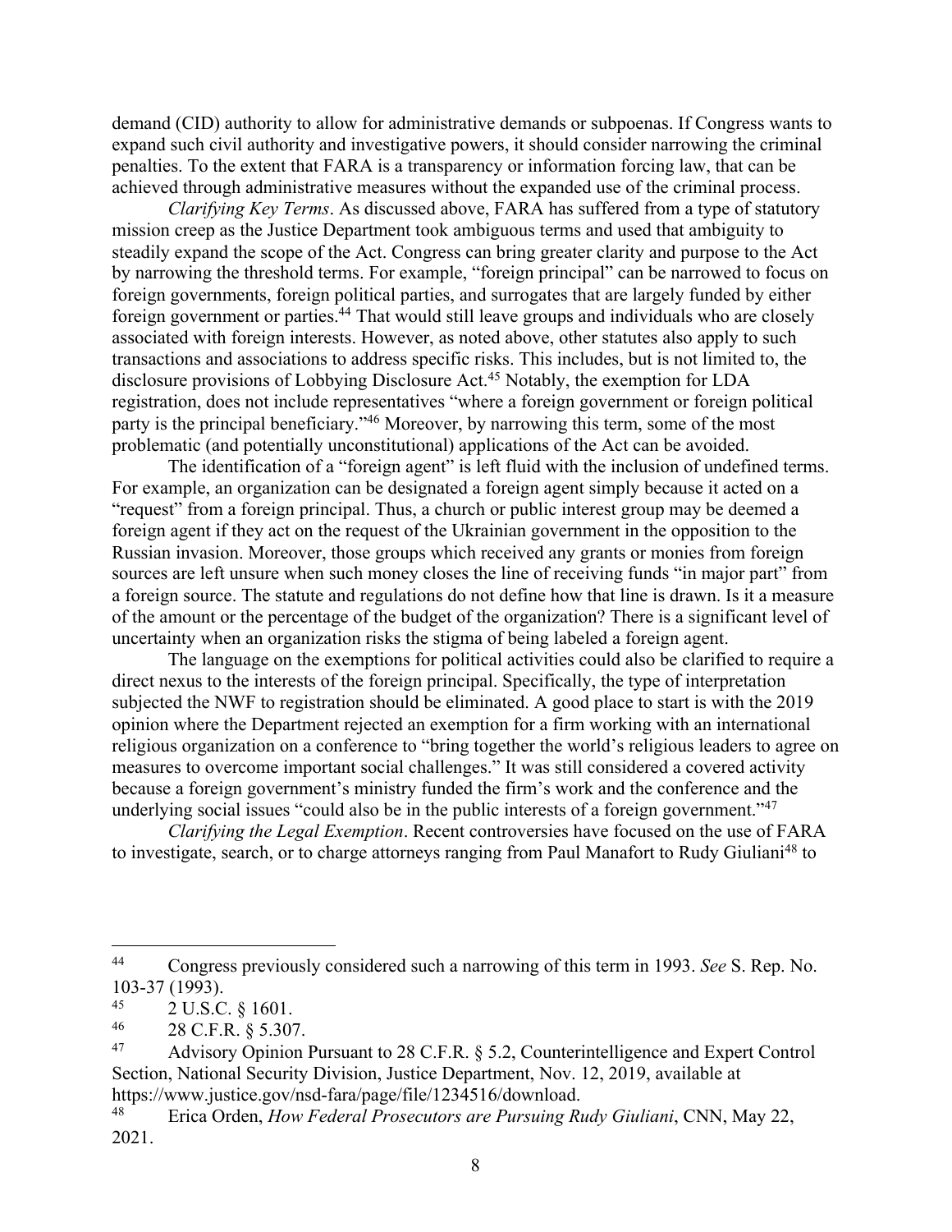demand (CID) authority to allow for administrative demands or subpoenas. If Congress wants to expand such civil authority and investigative powers, it should consider narrowing the criminal penalties. To the extent that FARA is a transparency or information forcing law, that can be achieved through administrative measures without the expanded use of the criminal process.

*Clarifying Key Terms*. As discussed above, FARA has suffered from a type of statutory mission creep as the Justice Department took ambiguous terms and used that ambiguity to steadily expand the scope of the Act. Congress can bring greater clarity and purpose to the Act by narrowing the threshold terms. For example, "foreign principal" can be narrowed to focus on foreign governments, foreign political parties, and surrogates that are largely funded by either foreign government or parties.[44] That would still leave groups and individuals who are closely associated with foreign interests. However, as noted above, other statutes also apply to such transactions and associations to address specific risks. This includes, but is not limited to, the disclosure provisions of Lobbying Disclosure Act.[45] Notably, the exemption for LDA registration, does not include representatives "where a foreign government or foreign political party is the principal beneficiary."[46] Moreover, by narrowing this term, some of the most problematic (and potentially unconstitutional) applications of the Act can be avoided.

The identification of a "foreign agent" is left fluid with the inclusion of undefined terms. For example, an organization can be designated a foreign agent simply because it acted on a "request" from a foreign principal. Thus, a church or public interest group may be deemed a foreign agent if they act on the request of the Ukrainian government in the opposition to the Russian invasion. Moreover, those groups which received any grants or monies from foreign sources are left unsure when such money closes the line of receiving funds "in major part" from a foreign source. The statute and regulations do not define how that line is drawn. Is it a measure of the amount or the percentage of the budget of the organization? There is a significant level of uncertainty when an organization risks the stigma of being labeled a foreign agent.

The language on the exemptions for political activities could also be clarified to require a direct nexus to the interests of the foreign principal. Specifically, the type of interpretation subjected the NWF to registration should be eliminated. A good place to start is with the 2019 opinion where the Department rejected an exemption for a firm working with an international religious organization on a conference to "bring together the world's religious leaders to agree on measures to overcome important social challenges." It was still considered a covered activity because a foreign government's ministry funded the firm's work and the conference and the underlying social issues "could also be in the public interests of a foreign government."[47]

*Clarifying the Legal Exemption*. Recent controversies have focused on the use of FARA to investigate, search, or to charge attorneys ranging from Paul Manafort to Rudy Giuliani[48] to

---

[44] Congress previously considered such a narrowing of this term in 1993. *See* S. Rep. No. 103-37 (1993).

[45] 2 U.S.C. § 1601.

[46] 28 C.F.R. § 5.307.

[47] Advisory Opinion Pursuant to 28 C.F.R. § 5.2, Counterintelligence and Expert Control Section, National Security Division, Justice Department, Nov. 12, 2019, available at https://www.justice.gov/nsd-fara/page/file/1234516/download.

[48] Erica Orden, *How Federal Prosecutors are Pursuing Rudy Giuliani*, CNN, May 22, 2021.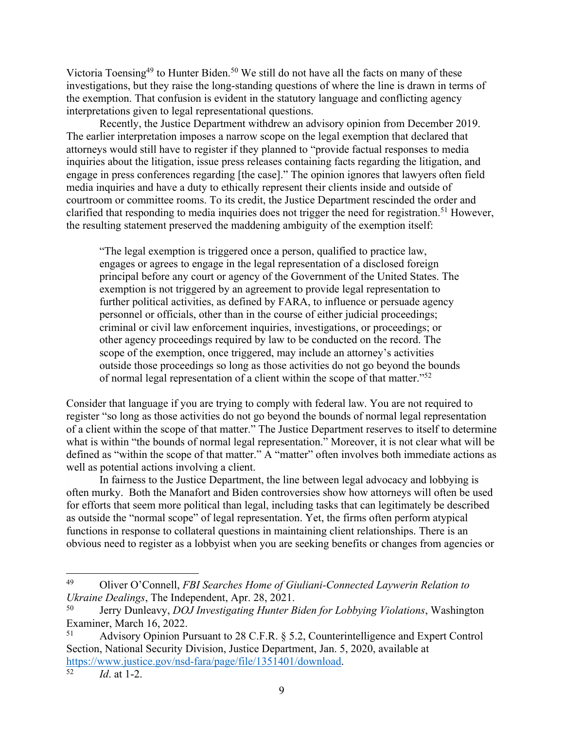Victoria Toensing[49] to Hunter Biden.[50] We still do not have all the facts on many of these investigations, but they raise the long-standing questions of where the line is drawn in terms of the exemption. That confusion is evident in the statutory language and conflicting agency interpretations given to legal representational questions.

Recently, the Justice Department withdrew an advisory opinion from December 2019. The earlier interpretation imposes a narrow scope on the legal exemption that declared that attorneys would still have to register if they planned to "provide factual responses to media inquiries about the litigation, issue press releases containing facts regarding the litigation, and engage in press conferences regarding [the case]." The opinion ignores that lawyers often field media inquiries and have a duty to ethically represent their clients inside and outside of courtroom or committee rooms. To its credit, the Justice Department rescinded the order and clarified that responding to media inquiries does not trigger the need for registration.[51] However, the resulting statement preserved the maddening ambiguity of the exemption itself:

> "The legal exemption is triggered once a person, qualified to practice law, engages or agrees to engage in the legal representation of a disclosed foreign principal before any court or agency of the Government of the United States. The exemption is not triggered by an agreement to provide legal representation to further political activities, as defined by FARA, to influence or persuade agency personnel or officials, other than in the course of either judicial proceedings; criminal or civil law enforcement inquiries, investigations, or proceedings; or other agency proceedings required by law to be conducted on the record. The scope of the exemption, once triggered, may include an attorney's activities outside those proceedings so long as those activities do not go beyond the bounds of normal legal representation of a client within the scope of that matter."[52]

Consider that language if you are trying to comply with federal law. You are not required to register "so long as those activities do not go beyond the bounds of normal legal representation of a client within the scope of that matter." The Justice Department reserves to itself to determine what is within "the bounds of normal legal representation." Moreover, it is not clear what will be defined as "within the scope of that matter." A "matter" often involves both immediate actions as well as potential actions involving a client.

In fairness to the Justice Department, the line between legal advocacy and lobbying is often murky. Both the Manafort and Biden controversies show how attorneys will often be used for efforts that seem more political than legal, including tasks that can legitimately be described as outside the "normal scope" of legal representation. Yet, the firms often perform atypical functions in response to collateral questions in maintaining client relationships. There is an obvious need to register as a lobbyist when you are seeking benefits or changes from agencies or

---

[49] Oliver O'Connell, *FBI Searches Home of Giuliani-Connected Laywerin Relation to Ukraine Dealings*, The Independent, Apr. 28, 2021.

[50] Jerry Dunleavy, *DOJ Investigating Hunter Biden for Lobbying Violations*, Washington Examiner, March 16, 2022.

[51] Advisory Opinion Pursuant to 28 C.F.R. § 5.2, Counterintelligence and Expert Control Section, National Security Division, Justice Department, Jan. 5, 2020, available at https://www.justice.gov/nsd-fara/page/file/1351401/download.

[52] *Id*. at 1-2.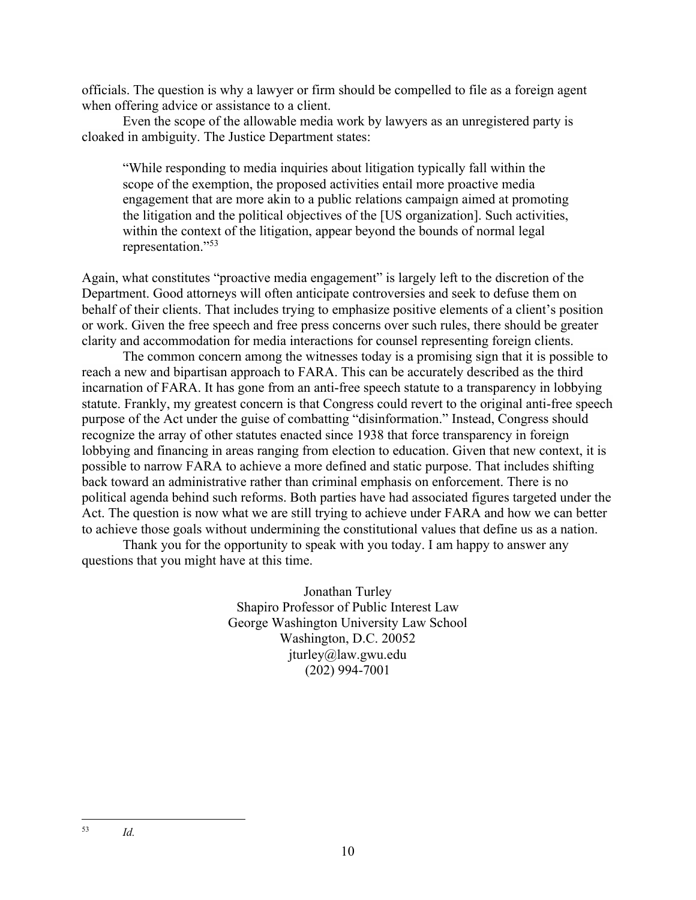officials. The question is why a lawyer or firm should be compelled to file as a foreign agent when offering advice or assistance to a client.

Even the scope of the allowable media work by lawyers as an unregistered party is cloaked in ambiguity. The Justice Department states:

> "While responding to media inquiries about litigation typically fall within the scope of the exemption, the proposed activities entail more proactive media engagement that are more akin to a public relations campaign aimed at promoting the litigation and the political objectives of the [US organization]. Such activities, within the context of the litigation, appear beyond the bounds of normal legal representation."[53]

Again, what constitutes "proactive media engagement" is largely left to the discretion of the Department. Good attorneys will often anticipate controversies and seek to defuse them on behalf of their clients. That includes trying to emphasize positive elements of a client's position or work. Given the free speech and free press concerns over such rules, there should be greater clarity and accommodation for media interactions for counsel representing foreign clients.

The common concern among the witnesses today is a promising sign that it is possible to reach a new and bipartisan approach to FARA. This can be accurately described as the third incarnation of FARA. It has gone from an anti-free speech statute to a transparency in lobbying statute. Frankly, my greatest concern is that Congress could revert to the original anti-free speech purpose of the Act under the guise of combatting "disinformation." Instead, Congress should recognize the array of other statutes enacted since 1938 that force transparency in foreign lobbying and financing in areas ranging from election to education. Given that new context, it is possible to narrow FARA to achieve a more defined and static purpose. That includes shifting back toward an administrative rather than criminal emphasis on enforcement. There is no political agenda behind such reforms. Both parties have had associated figures targeted under the Act. The question is now what we are still trying to achieve under FARA and how we can better to achieve those goals without undermining the constitutional values that define us as a nation.

Thank you for the opportunity to speak with you today. I am happy to answer any questions that you might have at this time.

Jonathan Turley
Shapiro Professor of Public Interest Law
George Washington University Law School
Washington, D.C. 20052
jturley@law.gwu.edu
(202) 994-7001

---

[53] *Id.*